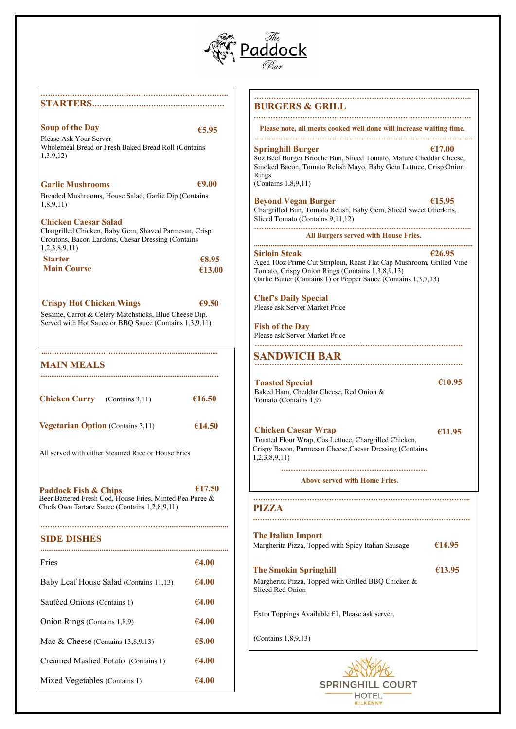# The Paddock Bar

## STARTERS

**Soup of the Day** — **€5.95**
Please Ask Your Server
Wholemeal Bread or Fresh Baked Bread Roll (Contains 1,3,9,12)

**Garlic Mushrooms** — **€9.00**
Breaded Mushrooms, House Salad, Garlic Dip (Contains 1,8,9,11)

**Chicken Caesar Salad**
Chargrilled Chicken, Baby Gem, Shaved Parmesan, Crisp Croutons, Bacon Lardons, Caesar Dressing (Contains 1,2,3,8,9,11)
**Starter** — **€8.95**
**Main Course** — **€13.00**

**Crispy Hot Chicken Wings** — **€9.50**
Sesame, Carrot & Celery Matchsticks, Blue Cheese Dip. Served with Hot Sauce or BBQ Sauce (Contains 1,3,9,11)

## MAIN MEALS

**Chicken Curry** (Contains 3,11) — **€16.50**

**Vegetarian Option** (Contains 3,11) — **€14.50**

All served with either Steamed Rice or House Fries

**Paddock Fish & Chips** — **€17.50**
Beer Battered Fresh Cod, House Fries, Minted Pea Puree & Chefs Own Tartare Sauce (Contains 1,2,8,9,11)

## SIDE DISHES

| Item | Price |
|---|---|
| Fries | €4.00 |
| Baby Leaf House Salad (Contains 11,13) | €4.00 |
| Sautéed Onions (Contains 1) | €4.00 |
| Onion Rings (Contains 1,8,9) | €4.00 |
| Mac & Cheese (Contains 13,8,9,13) | €5.00 |
| Creamed Mashed Potato (Contains 1) | €4.00 |
| Mixed Vegetables (Contains 1) | €4.00 |

## BURGERS & GRILL

**Please note, all meats cooked well done will increase waiting time.**

**Springhill Burger** — **€17.00**
8oz Beef Burger Brioche Bun, Sliced Tomato, Mature Cheddar Cheese, Smoked Bacon, Tomato Relish Mayo, Baby Gem Lettuce, Crisp Onion Rings
(Contains 1,8,9,11)

**Beyond Vegan Burger** — **€15.95**
Chargrilled Bun, Tomato Relish, Baby Gem, Sliced Sweet Gherkins, Sliced Tomato (Contains 9,11,12)

**All Burgers served with House Fries.**

**Sirloin Steak** — **€26.95**
Aged 10oz Prime Cut Striploin, Roast Flat Cap Mushroom, Grilled Vine Tomato, Crispy Onion Rings (Contains 1,3,8,9,13)
Garlic Butter (Contains 1) or Pepper Sauce (Contains 1,3,7,13)

**Chef's Daily Special**
Please ask Server Market Price

**Fish of the Day**
Please ask Server Market Price

## SANDWICH BAR

**Toasted Special** — **€10.95**
Baked Ham, Cheddar Cheese, Red Onion & Tomato (Contains 1,9)

**Chicken Caesar Wrap** — **€11.95**
Toasted Flour Wrap, Cos Lettuce, Chargrilled Chicken, Crispy Bacon, Parmesan Cheese,Caesar Dressing (Contains 1,2,3,8,9,11)

**Above served with Home Fries.**

## PIZZA

**The Italian Import** — **€14.95**
Margherita Pizza, Topped with Spicy Italian Sausage

**The Smokin Springhill** — **€13.95**
Margherita Pizza, Topped with Grilled BBQ Chicken & Sliced Red Onion

Extra Toppings Available €1, Please ask server.

(Contains 1,8,9,13)

SPRINGHILL COURT HOTEL KILKENNY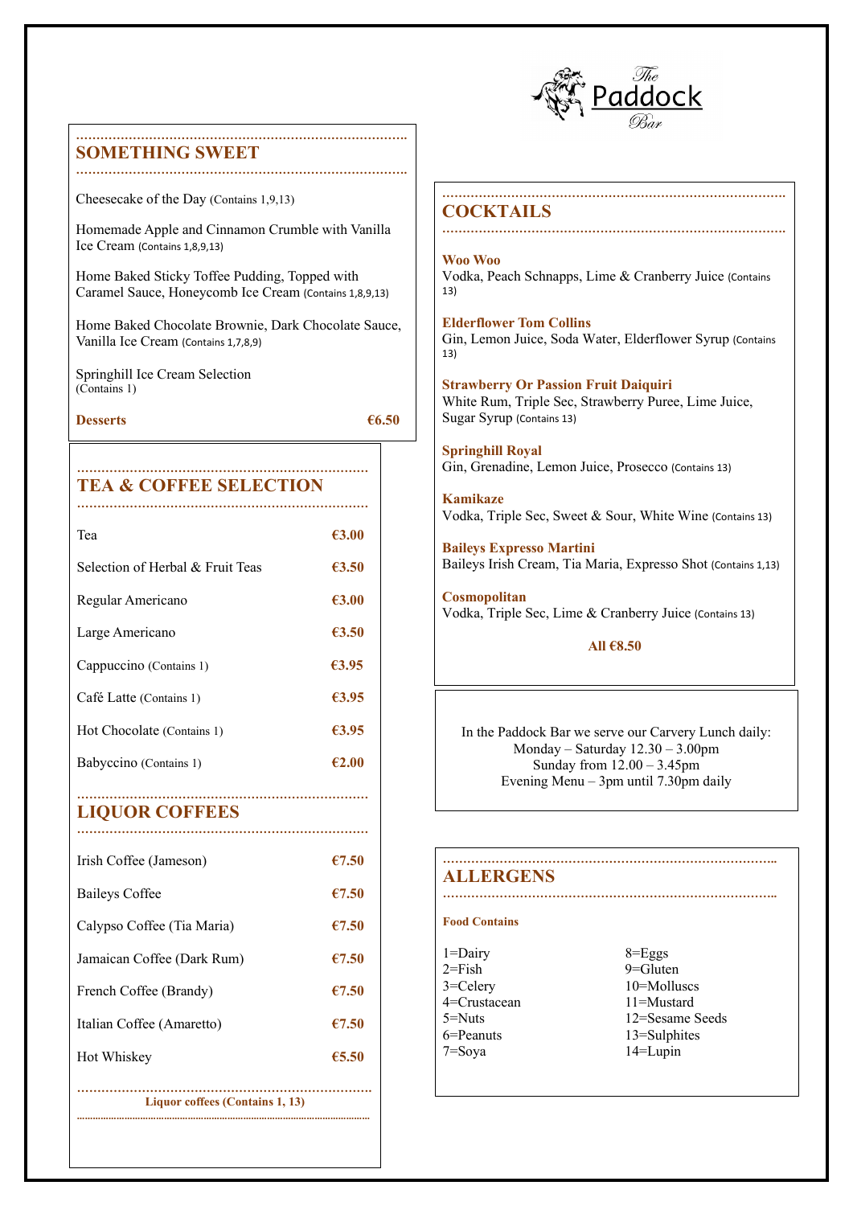The Paddock Bar

## SOMETHING SWEET

Cheesecake of the Day (Contains 1,9,13)

Homemade Apple and Cinnamon Crumble with Vanilla Ice Cream (Contains 1,8,9,13)

Home Baked Sticky Toffee Pudding, Topped with Caramel Sauce, Honeycomb Ice Cream (Contains 1,8,9,13)

Home Baked Chocolate Brownie, Dark Chocolate Sauce, Vanilla Ice Cream (Contains 1,7,8,9)

Springhill Ice Cream Selection
(Contains 1)

**Desserts** **€6.50**

## TEA & COFFEE SELECTION

| | |
|---|---|
| Tea | **€3.00** |
| Selection of Herbal & Fruit Teas | **€3.50** |
| Regular Americano | **€3.00** |
| Large Americano | **€3.50** |
| Cappuccino (Contains 1) | **€3.95** |
| Café Latte (Contains 1) | **€3.95** |
| Hot Chocolate (Contains 1) | **€3.95** |
| Babyccino (Contains 1) | **€2.00** |

## LIQUOR COFFEES

| | |
|---|---|
| Irish Coffee (Jameson) | **€7.50** |
| Baileys Coffee | **€7.50** |
| Calypso Coffee (Tia Maria) | **€7.50** |
| Jamaican Coffee (Dark Rum) | **€7.50** |
| French Coffee (Brandy) | **€7.50** |
| Italian Coffee (Amaretto) | **€7.50** |
| Hot Whiskey | **€5.50** |

**Liquor coffees (Contains 1, 13)**

## COCKTAILS

**Woo Woo**
Vodka, Peach Schnapps, Lime & Cranberry Juice (Contains 13)

**Elderflower Tom Collins**
Gin, Lemon Juice, Soda Water, Elderflower Syrup (Contains 13)

**Strawberry Or Passion Fruit Daiquiri**
White Rum, Triple Sec, Strawberry Puree, Lime Juice, Sugar Syrup (Contains 13)

**Springhill Royal**
Gin, Grenadine, Lemon Juice, Prosecco (Contains 13)

**Kamikaze**
Vodka, Triple Sec, Sweet & Sour, White Wine (Contains 13)

**Baileys Expresso Martini**
Baileys Irish Cream, Tia Maria, Expresso Shot (Contains 1,13)

**Cosmopolitan**
Vodka, Triple Sec, Lime & Cranberry Juice (Contains 13)

**All €8.50**

In the Paddock Bar we serve our Carvery Lunch daily:
Monday – Saturday 12.30 – 3.00pm
Sunday from 12.00 – 3.45pm
Evening Menu – 3pm until 7.30pm daily

## ALLERGENS

**Food Contains**

| | |
|---|---|
| 1=Dairy | 8=Eggs |
| 2=Fish | 9=Gluten |
| 3=Celery | 10=Molluscs |
| 4=Crustacean | 11=Mustard |
| 5=Nuts | 12=Sesame Seeds |
| 6=Peanuts | 13=Sulphites |
| 7=Soya | 14=Lupin |